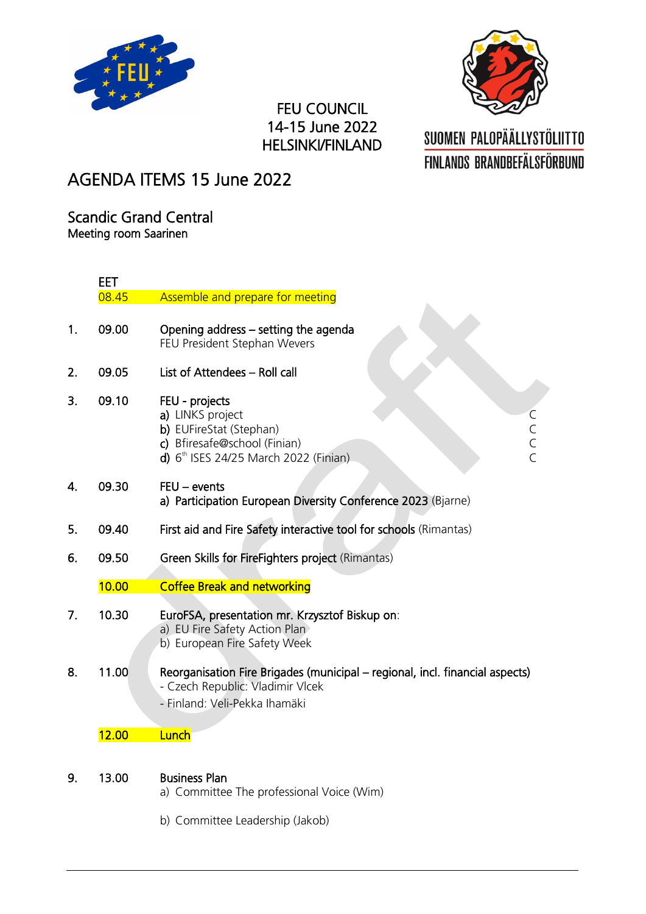FEU COUNCIL
14-15 June 2022
HELSINKI/FINLAND

SUOMEN PALOPÄÄLLYSTÖLIITTO
FINLANDS BRANDBEFÄLSFÖRBUND

# AGENDA ITEMS 15 June 2022

## Scandic Grand Central
Meeting room Saarinen

| | EET | | |
|---|---|---|---|
| | 08.45 | Assemble and prepare for meeting | |
| 1. | 09.00 | **Opening address – setting the agenda**<br>FEU President Stephan Wevers | |
| 2. | 09.05 | **List of Attendees – Roll call** | |
| 3. | 09.10 | **FEU - projects**<br>**a)** LINKS project<br>**b)** EUFireStat (Stephan)<br>**c)** Bfiresafe@school (Finian)<br>**d)** 6[th] ISES 24/25 March 2022 (Finian) | <br>C<br>C<br>C<br>C |
| 4. | 09.30 | **FEU – events**<br>**a) Participation European Diversity Conference 2023** (Bjarne) | |
| 5. | 09.40 | **First aid and Fire Safety interactive tool for schools** (Rimantas) | |
| 6. | 09.50 | **Green Skills for FireFighters project** (Rimantas) | |
| | 10.00 | Coffee Break and networking | |
| 7. | 10.30 | **EuroFSA, presentation mr. Krzysztof Biskup on**:<br>a) EU Fire Safety Action Plan<br>b) European Fire Safety Week | |
| 8. | 11.00 | **Reorganisation Fire Brigades (municipal – regional, incl. financial aspects)**<br>- Czech Republic: Vladimir Vlcek<br>- Finland: Veli-Pekka Ihamäki | |
| | 12.00 | Lunch | |
| 9. | 13.00 | **Business Plan**<br>a) Committee The professional Voice (Wim)<br>b) Committee Leadership (Jakob) | |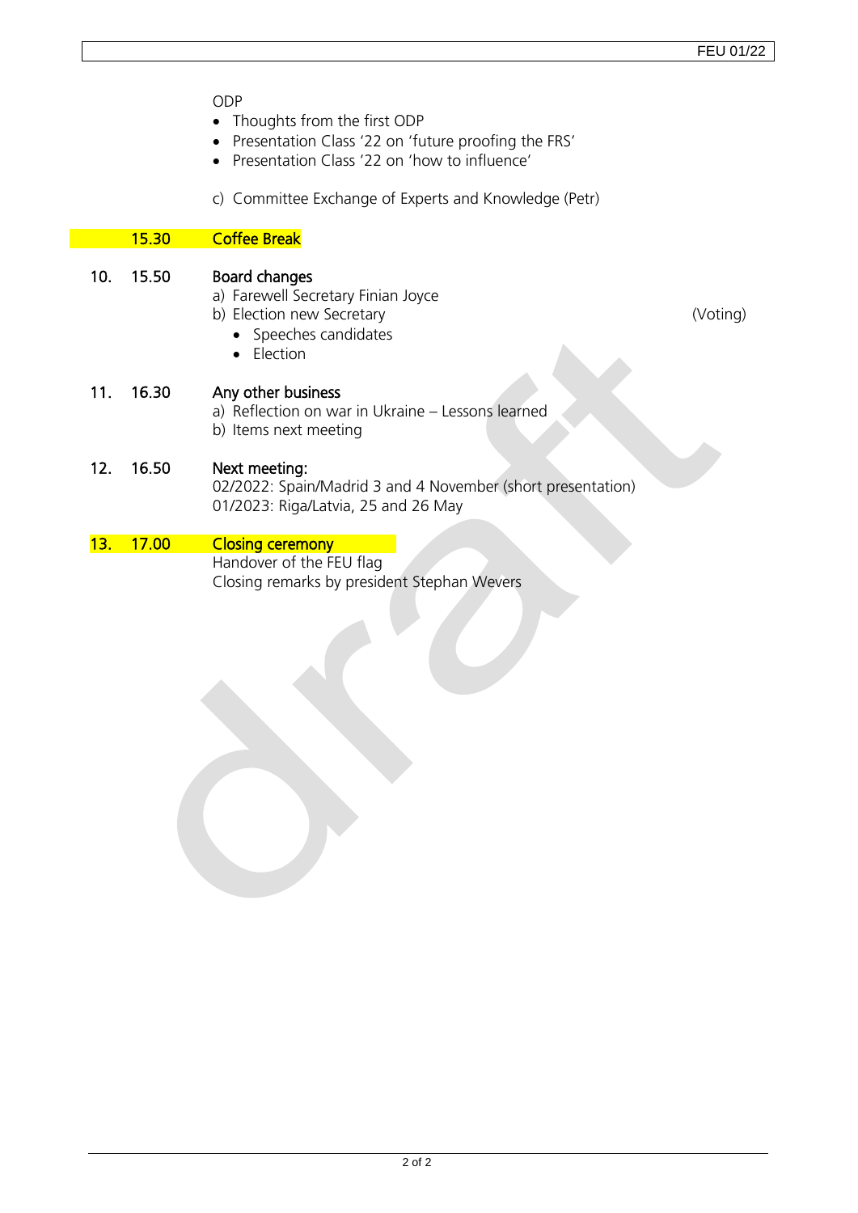ODP

- Thoughts from the first ODP
- Presentation Class '22 on 'future proofing the FRS'
- Presentation Class '22 on 'how to influence'

c) Committee Exchange of Experts and Knowledge (Petr)

| | | | |
|---|---|---|---|
| | 15.30 | **Coffee Break** | |
| 10. | 15.50 | **Board changes**<br>a) Farewell Secretary Finian Joyce<br>b) Election new Secretary<br>• Speeches candidates<br>• Election | (Voting) |
| 11. | 16.30 | **Any other business**<br>a) Reflection on war in Ukraine – Lessons learned<br>b) Items next meeting | |
| 12. | 16.50 | **Next meeting:**<br>02/2022: Spain/Madrid 3 and 4 November (short presentation)<br>01/2023: Riga/Latvia, 25 and 26 May | |
| 13. | 17.00 | **Closing ceremony**<br>Handover of the FEU flag<br>Closing remarks by president Stephan Wevers | |

draft